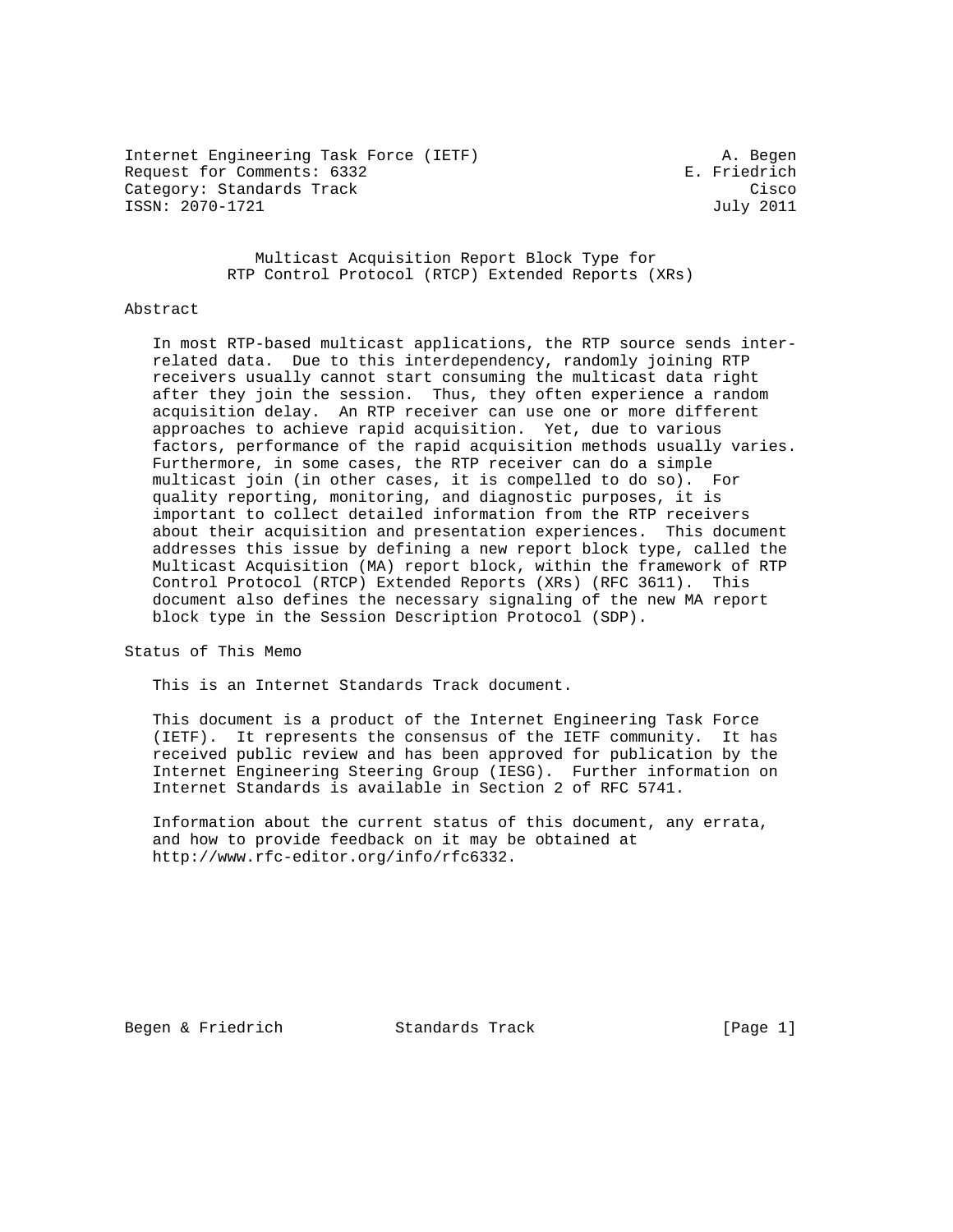Internet Engineering Task Force (IETF) A. Begen
Request for Comments: 6332 E. Friedrich
Category: Standards Track Cisco
ISSN: 2070-1721 July 2011

# Multicast Acquisition Report Block Type for RTP Control Protocol (RTCP) Extended Reports (XRs)

## Abstract

In most RTP-based multicast applications, the RTP source sends inter-related data. Due to this interdependency, randomly joining RTP receivers usually cannot start consuming the multicast data right after they join the session. Thus, they often experience a random acquisition delay. An RTP receiver can use one or more different approaches to achieve rapid acquisition. Yet, due to various factors, performance of the rapid acquisition methods usually varies. Furthermore, in some cases, the RTP receiver can do a simple multicast join (in other cases, it is compelled to do so). For quality reporting, monitoring, and diagnostic purposes, it is important to collect detailed information from the RTP receivers about their acquisition and presentation experiences. This document addresses this issue by defining a new report block type, called the Multicast Acquisition (MA) report block, within the framework of RTP Control Protocol (RTCP) Extended Reports (XRs) (RFC 3611). This document also defines the necessary signaling of the new MA report block type in the Session Description Protocol (SDP).

## Status of This Memo

This is an Internet Standards Track document.

This document is a product of the Internet Engineering Task Force (IETF). It represents the consensus of the IETF community. It has received public review and has been approved for publication by the Internet Engineering Steering Group (IESG). Further information on Internet Standards is available in Section 2 of RFC 5741.

Information about the current status of this document, any errata, and how to provide feedback on it may be obtained at http://www.rfc-editor.org/info/rfc6332.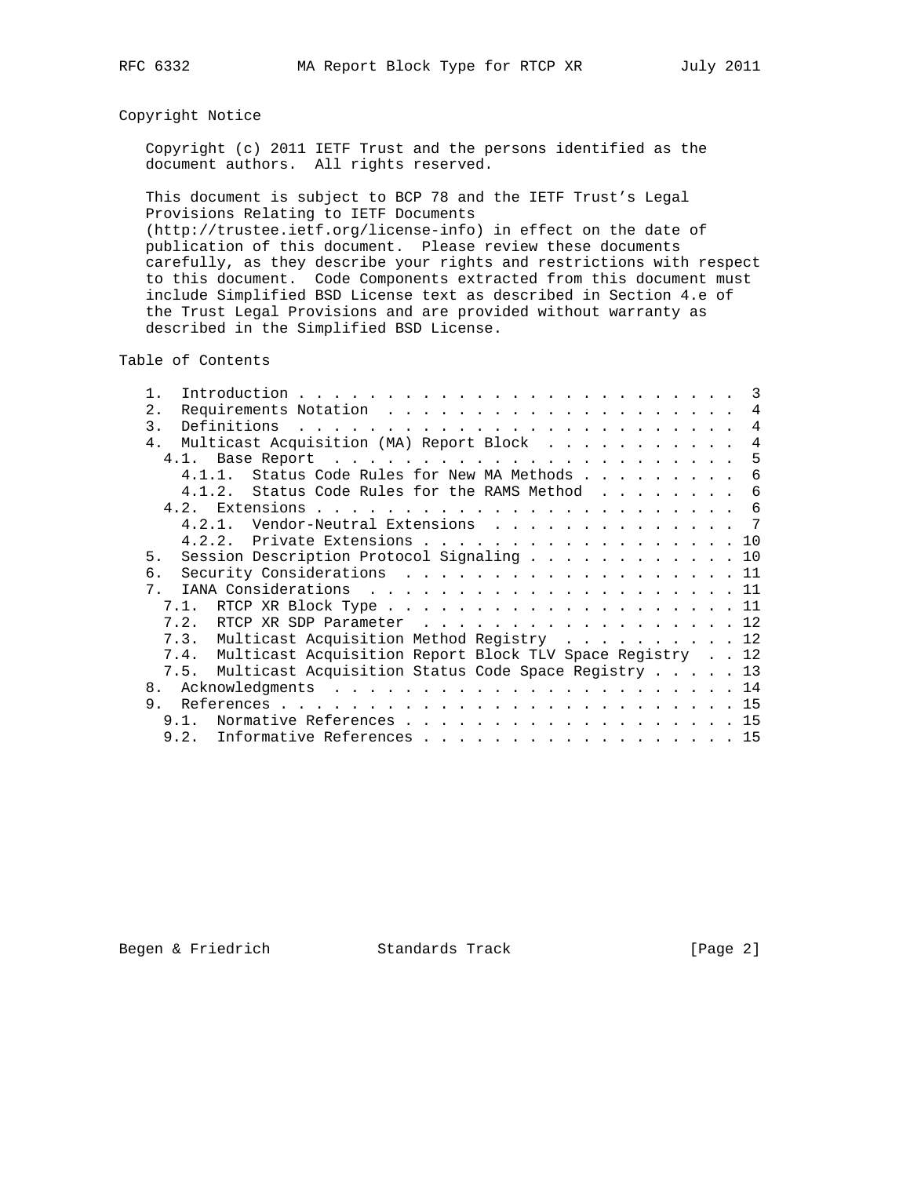## Copyright Notice

Copyright (c) 2011 IETF Trust and the persons identified as the document authors. All rights reserved.

This document is subject to BCP 78 and the IETF Trust's Legal Provisions Relating to IETF Documents (http://trustee.ietf.org/license-info) in effect on the date of publication of this document. Please review these documents carefully, as they describe your rights and restrictions with respect to this document. Code Components extracted from this document must include Simplified BSD License text as described in Section 4.e of the Trust Legal Provisions and are provided without warranty as described in the Simplified BSD License.

## Table of Contents

```
   1.  Introduction . . . . . . . . . . . . . . . . . . . . . . . .  3
   2.  Requirements Notation  . . . . . . . . . . . . . . . . . . .  4
   3.  Definitions  . . . . . . . . . . . . . . . . . . . . . . . .  4
   4.  Multicast Acquisition (MA) Report Block  . . . . . . . . . .  4
     4.1.  Base Report  . . . . . . . . . . . . . . . . . . . . . .  5
       4.1.1.  Status Code Rules for New MA Methods . . . . . . . .  6
       4.1.2.  Status Code Rules for the RAMS Method  . . . . . . .  6
     4.2.  Extensions . . . . . . . . . . . . . . . . . . . . . . .  6
       4.2.1.  Vendor-Neutral Extensions  . . . . . . . . . . . . .  7
       4.2.2.  Private Extensions . . . . . . . . . . . . . . . . . 10
   5.  Session Description Protocol Signaling . . . . . . . . . . . 10
   6.  Security Considerations  . . . . . . . . . . . . . . . . . . 11
   7.  IANA Considerations  . . . . . . . . . . . . . . . . . . . . 11
     7.1.  RTCP XR Block Type . . . . . . . . . . . . . . . . . . . 11
     7.2.  RTCP XR SDP Parameter  . . . . . . . . . . . . . . . . . 12
     7.3.  Multicast Acquisition Method Registry  . . . . . . . . . 12
     7.4.  Multicast Acquisition Report Block TLV Space Registry  . . 12
     7.5.  Multicast Acquisition Status Code Space Registry . . . . . 13
   8.  Acknowledgments  . . . . . . . . . . . . . . . . . . . . . . 14
   9.  References . . . . . . . . . . . . . . . . . . . . . . . . . 15
     9.1.  Normative References . . . . . . . . . . . . . . . . . . 15
     9.2.  Informative References . . . . . . . . . . . . . . . . . 15
```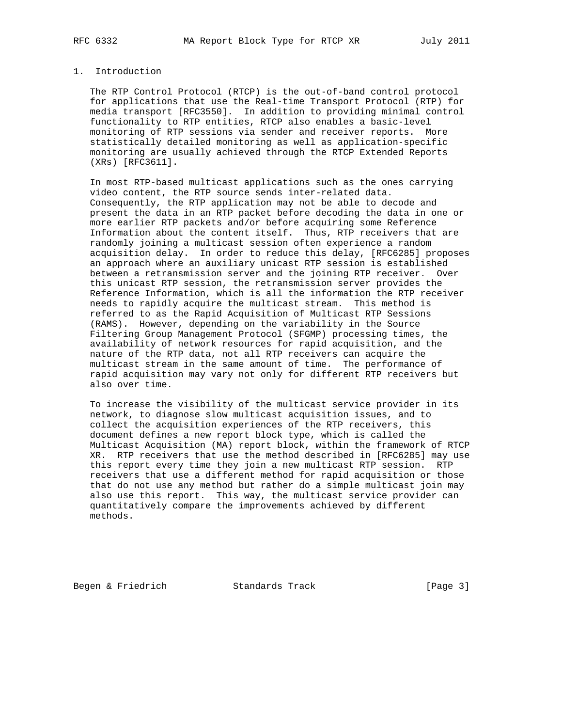# 1. Introduction

The RTP Control Protocol (RTCP) is the out-of-band control protocol for applications that use the Real-time Transport Protocol (RTP) for media transport [RFC3550]. In addition to providing minimal control functionality to RTP entities, RTCP also enables a basic-level monitoring of RTP sessions via sender and receiver reports. More statistically detailed monitoring as well as application-specific monitoring are usually achieved through the RTCP Extended Reports (XRs) [RFC3611].

In most RTP-based multicast applications such as the ones carrying video content, the RTP source sends inter-related data. Consequently, the RTP application may not be able to decode and present the data in an RTP packet before decoding the data in one or more earlier RTP packets and/or before acquiring some Reference Information about the content itself. Thus, RTP receivers that are randomly joining a multicast session often experience a random acquisition delay. In order to reduce this delay, [RFC6285] proposes an approach where an auxiliary unicast RTP session is established between a retransmission server and the joining RTP receiver. Over this unicast RTP session, the retransmission server provides the Reference Information, which is all the information the RTP receiver needs to rapidly acquire the multicast stream. This method is referred to as the Rapid Acquisition of Multicast RTP Sessions (RAMS). However, depending on the variability in the Source Filtering Group Management Protocol (SFGMP) processing times, the availability of network resources for rapid acquisition, and the nature of the RTP data, not all RTP receivers can acquire the multicast stream in the same amount of time. The performance of rapid acquisition may vary not only for different RTP receivers but also over time.

To increase the visibility of the multicast service provider in its network, to diagnose slow multicast acquisition issues, and to collect the acquisition experiences of the RTP receivers, this document defines a new report block type, which is called the Multicast Acquisition (MA) report block, within the framework of RTCP XR. RTP receivers that use the method described in [RFC6285] may use this report every time they join a new multicast RTP session. RTP receivers that use a different method for rapid acquisition or those that do not use any method but rather do a simple multicast join may also use this report. This way, the multicast service provider can quantitatively compare the improvements achieved by different methods.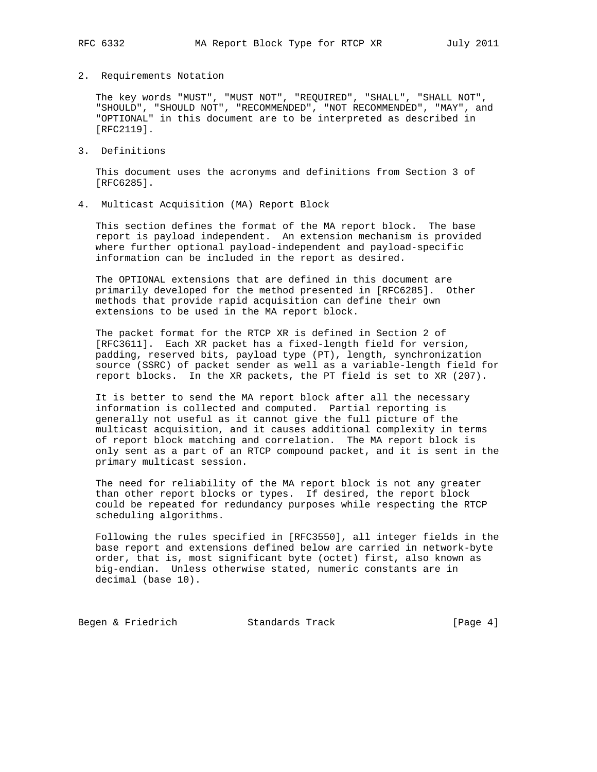## 2. Requirements Notation

The key words "MUST", "MUST NOT", "REQUIRED", "SHALL", "SHALL NOT", "SHOULD", "SHOULD NOT", "RECOMMENDED", "NOT RECOMMENDED", "MAY", and "OPTIONAL" in this document are to be interpreted as described in [RFC2119].

## 3. Definitions

This document uses the acronyms and definitions from Section 3 of [RFC6285].

## 4. Multicast Acquisition (MA) Report Block

This section defines the format of the MA report block. The base report is payload independent. An extension mechanism is provided where further optional payload-independent and payload-specific information can be included in the report as desired.

The OPTIONAL extensions that are defined in this document are primarily developed for the method presented in [RFC6285]. Other methods that provide rapid acquisition can define their own extensions to be used in the MA report block.

The packet format for the RTCP XR is defined in Section 2 of [RFC3611]. Each XR packet has a fixed-length field for version, padding, reserved bits, payload type (PT), length, synchronization source (SSRC) of packet sender as well as a variable-length field for report blocks. In the XR packets, the PT field is set to XR (207).

It is better to send the MA report block after all the necessary information is collected and computed. Partial reporting is generally not useful as it cannot give the full picture of the multicast acquisition, and it causes additional complexity in terms of report block matching and correlation. The MA report block is only sent as a part of an RTCP compound packet, and it is sent in the primary multicast session.

The need for reliability of the MA report block is not any greater than other report blocks or types. If desired, the report block could be repeated for redundancy purposes while respecting the RTCP scheduling algorithms.

Following the rules specified in [RFC3550], all integer fields in the base report and extensions defined below are carried in network-byte order, that is, most significant byte (octet) first, also known as big-endian. Unless otherwise stated, numeric constants are in decimal (base 10).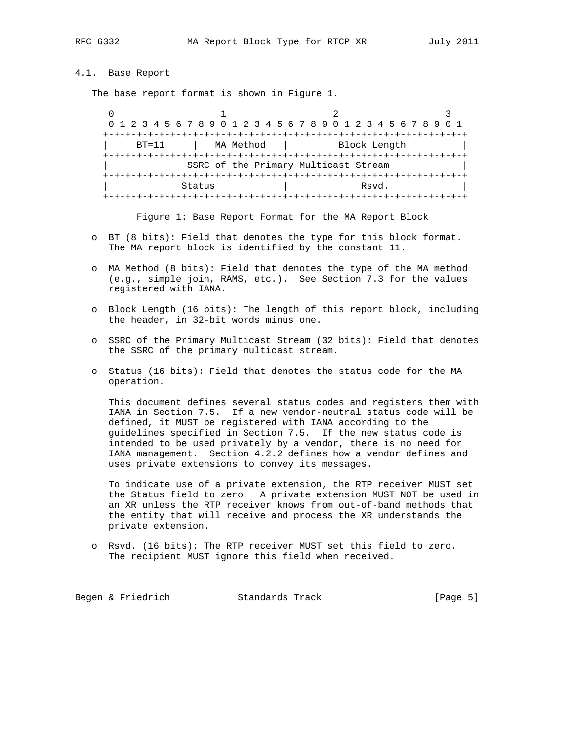### 4.1. Base Report

The base report format is shown in Figure 1.

```
 0                   1                   2                   3
 0 1 2 3 4 5 6 7 8 9 0 1 2 3 4 5 6 7 8 9 0 1 2 3 4 5 6 7 8 9 0 1
+-+-+-+-+-+-+-+-+-+-+-+-+-+-+-+-+-+-+-+-+-+-+-+-+-+-+-+-+-+-+-+-+
|     BT=11     |   MA Method   |         Block Length          |
+-+-+-+-+-+-+-+-+-+-+-+-+-+-+-+-+-+-+-+-+-+-+-+-+-+-+-+-+-+-+-+-+
|             SSRC of the Primary Multicast Stream              |
+-+-+-+-+-+-+-+-+-+-+-+-+-+-+-+-+-+-+-+-+-+-+-+-+-+-+-+-+-+-+-+-+
|            Status             |             Rsvd.             |
+-+-+-+-+-+-+-+-+-+-+-+-+-+-+-+-+-+-+-+-+-+-+-+-+-+-+-+-+-+-+-+-+
```

Figure 1: Base Report Format for the MA Report Block

- BT (8 bits): Field that denotes the type for this block format. The MA report block is identified by the constant 11.

- MA Method (8 bits): Field that denotes the type of the MA method (e.g., simple join, RAMS, etc.). See Section 7.3 for the values registered with IANA.

- Block Length (16 bits): The length of this report block, including the header, in 32-bit words minus one.

- SSRC of the Primary Multicast Stream (32 bits): Field that denotes the SSRC of the primary multicast stream.

- Status (16 bits): Field that denotes the status code for the MA operation.

  This document defines several status codes and registers them with IANA in Section 7.5. If a new vendor-neutral status code will be defined, it MUST be registered with IANA according to the guidelines specified in Section 7.5. If the new status code is intended to be used privately by a vendor, there is no need for IANA management. Section 4.2.2 defines how a vendor defines and uses private extensions to convey its messages.

  To indicate use of a private extension, the RTP receiver MUST set the Status field to zero. A private extension MUST NOT be used in an XR unless the RTP receiver knows from out-of-band methods that the entity that will receive and process the XR understands the private extension.

- Rsvd. (16 bits): The RTP receiver MUST set this field to zero. The recipient MUST ignore this field when received.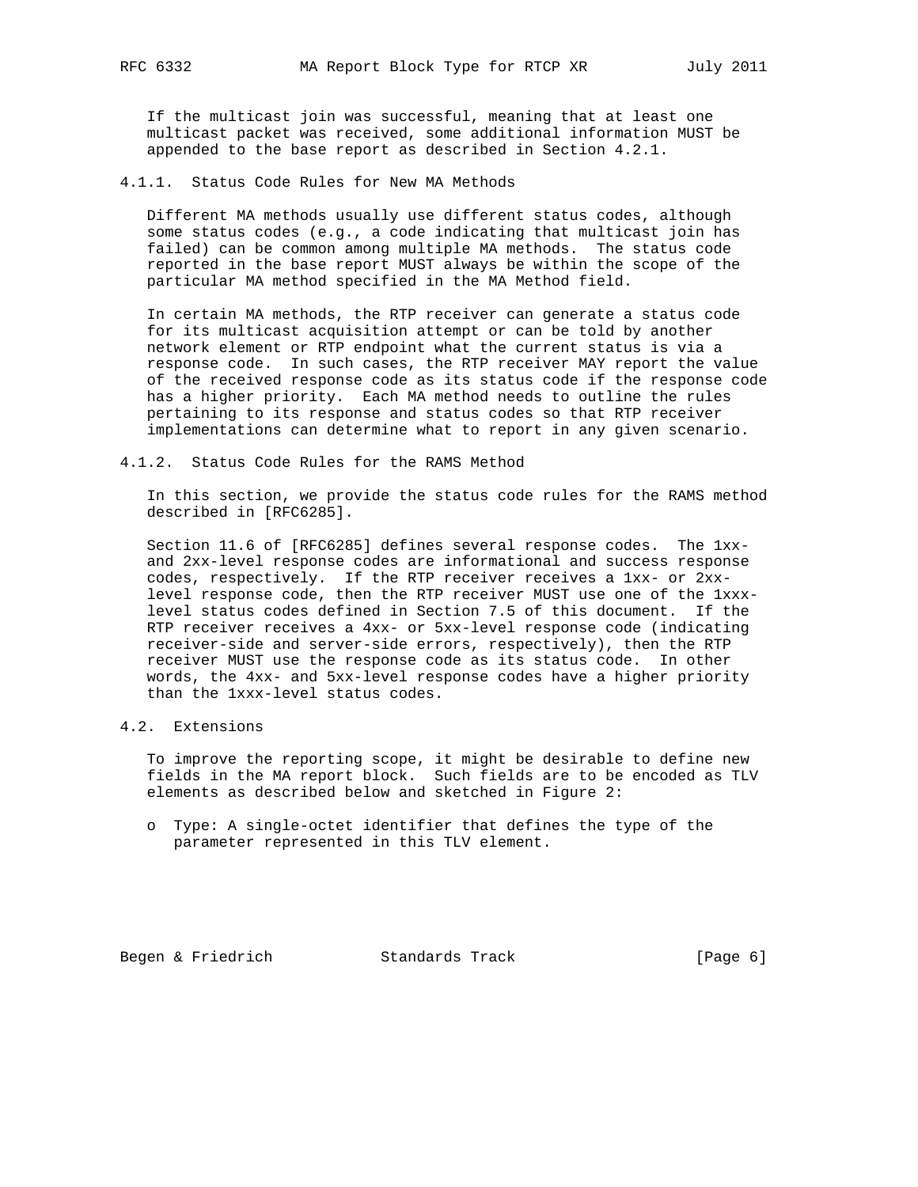If the multicast join was successful, meaning that at least one multicast packet was received, some additional information MUST be appended to the base report as described in Section 4.2.1.

### 4.1.1. Status Code Rules for New MA Methods

Different MA methods usually use different status codes, although some status codes (e.g., a code indicating that multicast join has failed) can be common among multiple MA methods. The status code reported in the base report MUST always be within the scope of the particular MA method specified in the MA Method field.

In certain MA methods, the RTP receiver can generate a status code for its multicast acquisition attempt or can be told by another network element or RTP endpoint what the current status is via a response code. In such cases, the RTP receiver MAY report the value of the received response code as its status code if the response code has a higher priority. Each MA method needs to outline the rules pertaining to its response and status codes so that RTP receiver implementations can determine what to report in any given scenario.

### 4.1.2. Status Code Rules for the RAMS Method

In this section, we provide the status code rules for the RAMS method described in [RFC6285].

Section 11.6 of [RFC6285] defines several response codes. The 1xx- and 2xx-level response codes are informational and success response codes, respectively. If the RTP receiver receives a 1xx- or 2xx-level response code, then the RTP receiver MUST use one of the 1xxx-level status codes defined in Section 7.5 of this document. If the RTP receiver receives a 4xx- or 5xx-level response code (indicating receiver-side and server-side errors, respectively), then the RTP receiver MUST use the response code as its status code. In other words, the 4xx- and 5xx-level response codes have a higher priority than the 1xxx-level status codes.

## 4.2. Extensions

To improve the reporting scope, it might be desirable to define new fields in the MA report block. Such fields are to be encoded as TLV elements as described below and sketched in Figure 2:

- Type: A single-octet identifier that defines the type of the parameter represented in this TLV element.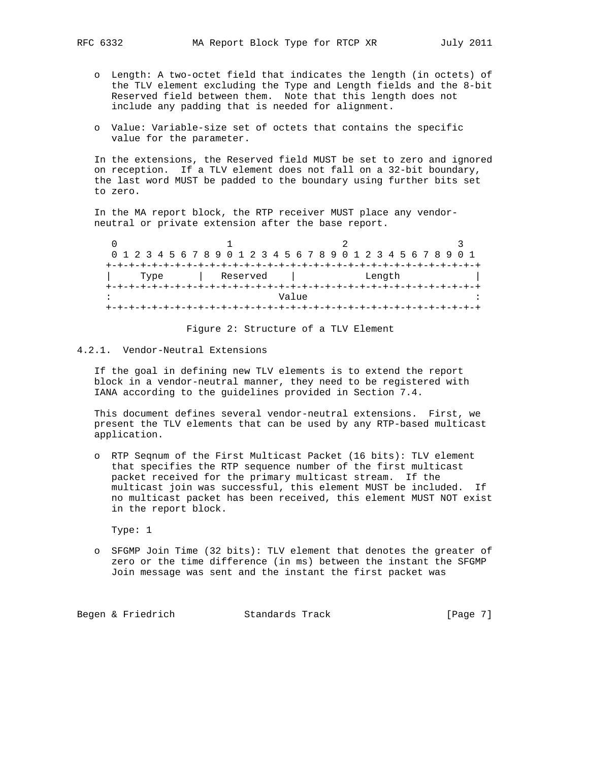- Length: A two-octet field that indicates the length (in octets) of the TLV element excluding the Type and Length fields and the 8-bit Reserved field between them. Note that this length does not include any padding that is needed for alignment.

- Value: Variable-size set of octets that contains the specific value for the parameter.

In the extensions, the Reserved field MUST be set to zero and ignored on reception. If a TLV element does not fall on a 32-bit boundary, the last word MUST be padded to the boundary using further bits set to zero.

In the MA report block, the RTP receiver MUST place any vendor-neutral or private extension after the base report.

```
 0                   1                   2                   3
 0 1 2 3 4 5 6 7 8 9 0 1 2 3 4 5 6 7 8 9 0 1 2 3 4 5 6 7 8 9 0 1
+-+-+-+-+-+-+-+-+-+-+-+-+-+-+-+-+-+-+-+-+-+-+-+-+-+-+-+-+-+-+-+-+
|     Type      |   Reserved    |            Length             |
+-+-+-+-+-+-+-+-+-+-+-+-+-+-+-+-+-+-+-+-+-+-+-+-+-+-+-+-+-+-+-+-+
:                             Value                             :
+-+-+-+-+-+-+-+-+-+-+-+-+-+-+-+-+-+-+-+-+-+-+-+-+-+-+-+-+-+-+-+-+
```

Figure 2: Structure of a TLV Element

### 4.2.1. Vendor-Neutral Extensions

If the goal in defining new TLV elements is to extend the report block in a vendor-neutral manner, they need to be registered with IANA according to the guidelines provided in Section 7.4.

This document defines several vendor-neutral extensions. First, we present the TLV elements that can be used by any RTP-based multicast application.

- RTP Seqnum of the First Multicast Packet (16 bits): TLV element that specifies the RTP sequence number of the first multicast packet received for the primary multicast stream. If the multicast join was successful, this element MUST be included. If no multicast packet has been received, this element MUST NOT exist in the report block.

  Type: 1

- SFGMP Join Time (32 bits): TLV element that denotes the greater of zero or the time difference (in ms) between the instant the SFGMP Join message was sent and the instant the first packet was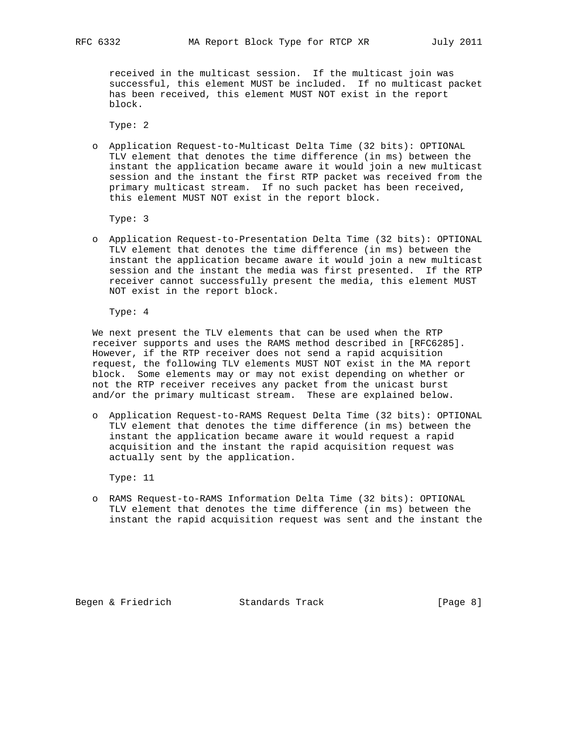received in the multicast session. If the multicast join was successful, this element MUST be included. If no multicast packet has been received, this element MUST NOT exist in the report block.

Type: 2

- Application Request-to-Multicast Delta Time (32 bits): OPTIONAL TLV element that denotes the time difference (in ms) between the instant the application became aware it would join a new multicast session and the instant the first RTP packet was received from the primary multicast stream. If no such packet has been received, this element MUST NOT exist in the report block.

  Type: 3

- Application Request-to-Presentation Delta Time (32 bits): OPTIONAL TLV element that denotes the time difference (in ms) between the instant the application became aware it would join a new multicast session and the instant the media was first presented. If the RTP receiver cannot successfully present the media, this element MUST NOT exist in the report block.

  Type: 4

We next present the TLV elements that can be used when the RTP receiver supports and uses the RAMS method described in [RFC6285]. However, if the RTP receiver does not send a rapid acquisition request, the following TLV elements MUST NOT exist in the MA report block. Some elements may or may not exist depending on whether or not the RTP receiver receives any packet from the unicast burst and/or the primary multicast stream. These are explained below.

- Application Request-to-RAMS Request Delta Time (32 bits): OPTIONAL TLV element that denotes the time difference (in ms) between the instant the application became aware it would request a rapid acquisition and the instant the rapid acquisition request was actually sent by the application.

  Type: 11

- RAMS Request-to-RAMS Information Delta Time (32 bits): OPTIONAL TLV element that denotes the time difference (in ms) between the instant the rapid acquisition request was sent and the instant the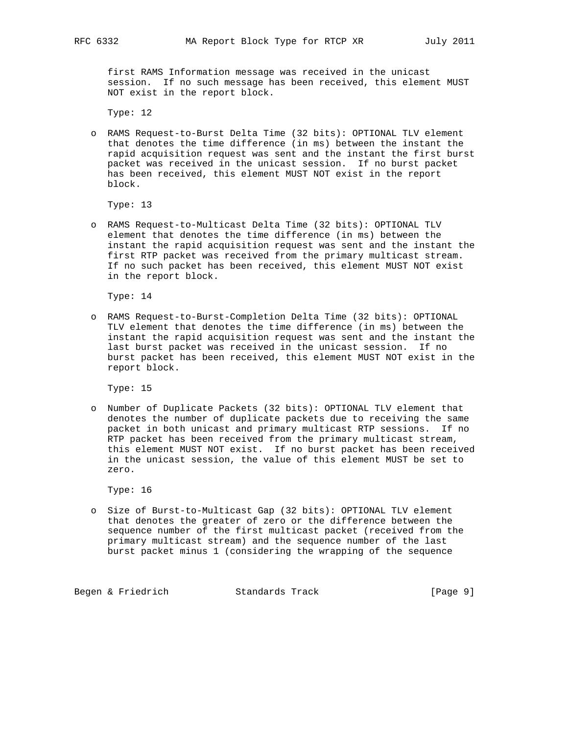first RAMS Information message was received in the unicast session. If no such message has been received, this element MUST NOT exist in the report block.

Type: 12

- RAMS Request-to-Burst Delta Time (32 bits): OPTIONAL TLV element that denotes the time difference (in ms) between the instant the rapid acquisition request was sent and the instant the first burst packet was received in the unicast session. If no burst packet has been received, this element MUST NOT exist in the report block.

  Type: 13

- RAMS Request-to-Multicast Delta Time (32 bits): OPTIONAL TLV element that denotes the time difference (in ms) between the instant the rapid acquisition request was sent and the instant the first RTP packet was received from the primary multicast stream. If no such packet has been received, this element MUST NOT exist in the report block.

  Type: 14

- RAMS Request-to-Burst-Completion Delta Time (32 bits): OPTIONAL TLV element that denotes the time difference (in ms) between the instant the rapid acquisition request was sent and the instant the last burst packet was received in the unicast session. If no burst packet has been received, this element MUST NOT exist in the report block.

  Type: 15

- Number of Duplicate Packets (32 bits): OPTIONAL TLV element that denotes the number of duplicate packets due to receiving the same packet in both unicast and primary multicast RTP sessions. If no RTP packet has been received from the primary multicast stream, this element MUST NOT exist. If no burst packet has been received in the unicast session, the value of this element MUST be set to zero.

  Type: 16

- Size of Burst-to-Multicast Gap (32 bits): OPTIONAL TLV element that denotes the greater of zero or the difference between the sequence number of the first multicast packet (received from the primary multicast stream) and the sequence number of the last burst packet minus 1 (considering the wrapping of the sequence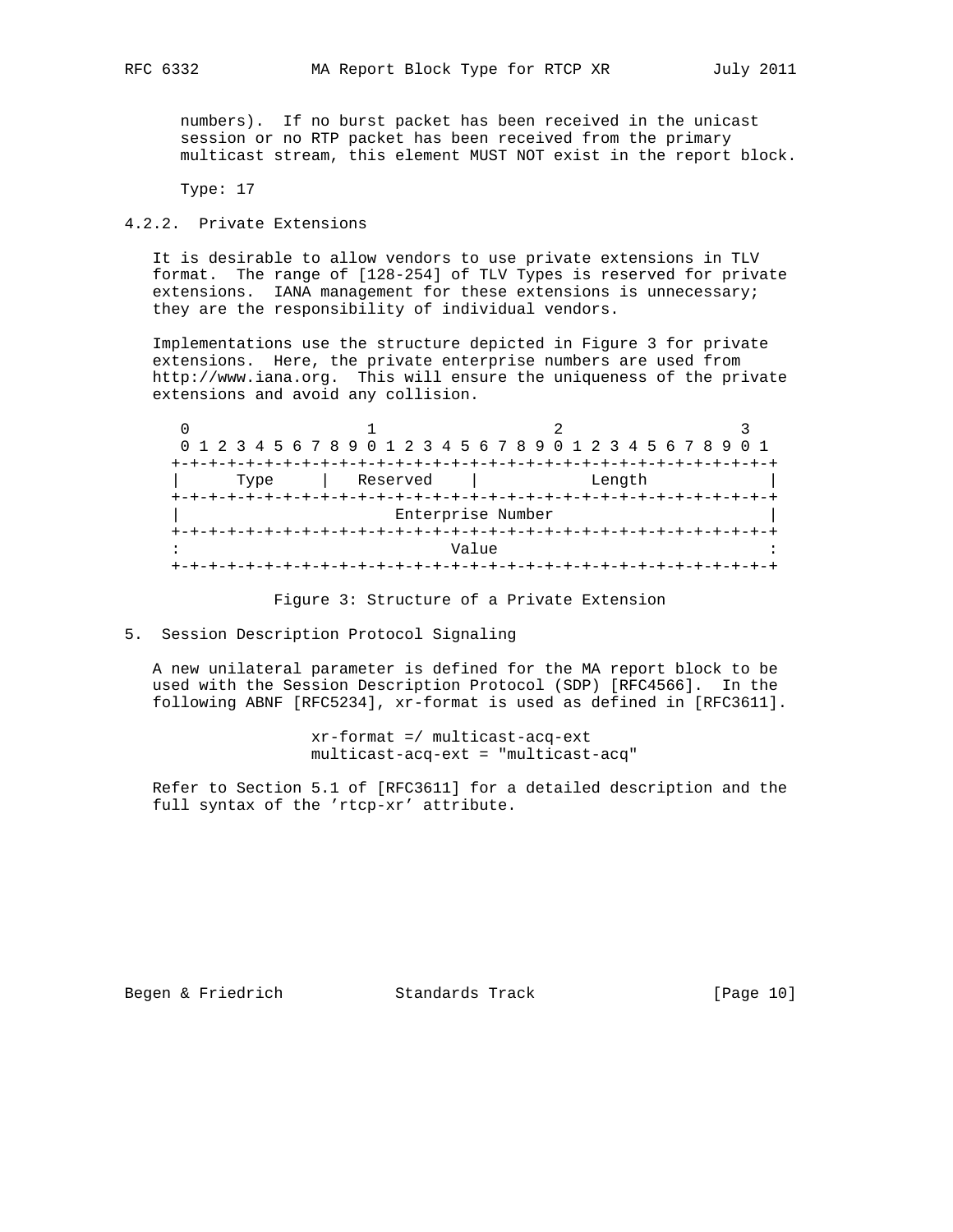numbers). If no burst packet has been received in the unicast session or no RTP packet has been received from the primary multicast stream, this element MUST NOT exist in the report block.

Type: 17

### 4.2.2. Private Extensions

It is desirable to allow vendors to use private extensions in TLV format. The range of [128-254] of TLV Types is reserved for private extensions. IANA management for these extensions is unnecessary; they are the responsibility of individual vendors.

Implementations use the structure depicted in Figure 3 for private extensions. Here, the private enterprise numbers are used from http://www.iana.org. This will ensure the uniqueness of the private extensions and avoid any collision.

```
 0                   1                   2                   3
 0 1 2 3 4 5 6 7 8 9 0 1 2 3 4 5 6 7 8 9 0 1 2 3 4 5 6 7 8 9 0 1
+-+-+-+-+-+-+-+-+-+-+-+-+-+-+-+-+-+-+-+-+-+-+-+-+-+-+-+-+-+-+-+-+
|     Type      |   Reserved    |            Length             |
+-+-+-+-+-+-+-+-+-+-+-+-+-+-+-+-+-+-+-+-+-+-+-+-+-+-+-+-+-+-+-+-+
|                       Enterprise Number                       |
+-+-+-+-+-+-+-+-+-+-+-+-+-+-+-+-+-+-+-+-+-+-+-+-+-+-+-+-+-+-+-+-+
:                             Value                             :
+-+-+-+-+-+-+-+-+-+-+-+-+-+-+-+-+-+-+-+-+-+-+-+-+-+-+-+-+-+-+-+-+
```

Figure 3: Structure of a Private Extension

## 5. Session Description Protocol Signaling

A new unilateral parameter is defined for the MA report block to be used with the Session Description Protocol (SDP) [RFC4566]. In the following ABNF [RFC5234], xr-format is used as defined in [RFC3611].

```
xr-format =/ multicast-acq-ext
multicast-acq-ext = "multicast-acq"
```

Refer to Section 5.1 of [RFC3611] for a detailed description and the full syntax of the 'rtcp-xr' attribute.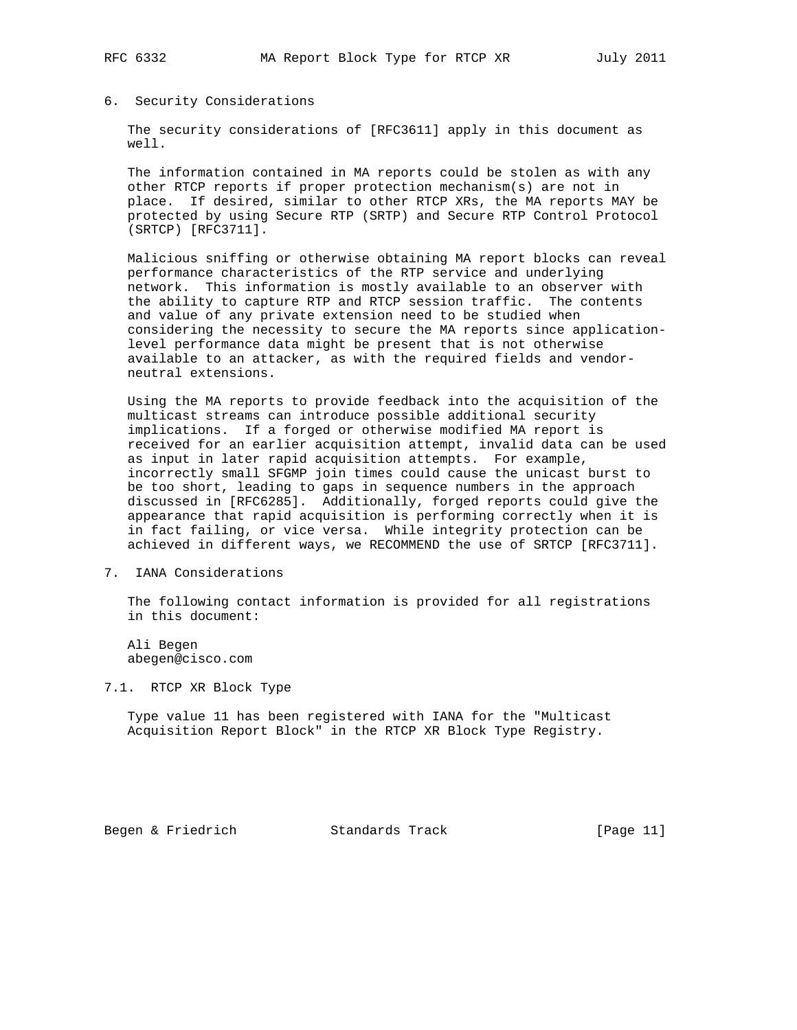## 6. Security Considerations

The security considerations of [RFC3611] apply in this document as well.

The information contained in MA reports could be stolen as with any other RTCP reports if proper protection mechanism(s) are not in place. If desired, similar to other RTCP XRs, the MA reports MAY be protected by using Secure RTP (SRTP) and Secure RTP Control Protocol (SRTCP) [RFC3711].

Malicious sniffing or otherwise obtaining MA report blocks can reveal performance characteristics of the RTP service and underlying network. This information is mostly available to an observer with the ability to capture RTP and RTCP session traffic. The contents and value of any private extension need to be studied when considering the necessity to secure the MA reports since application-level performance data might be present that is not otherwise available to an attacker, as with the required fields and vendor-neutral extensions.

Using the MA reports to provide feedback into the acquisition of the multicast streams can introduce possible additional security implications. If a forged or otherwise modified MA report is received for an earlier acquisition attempt, invalid data can be used as input in later rapid acquisition attempts. For example, incorrectly small SFGMP join times could cause the unicast burst to be too short, leading to gaps in sequence numbers in the approach discussed in [RFC6285]. Additionally, forged reports could give the appearance that rapid acquisition is performing correctly when it is in fact failing, or vice versa. While integrity protection can be achieved in different ways, we RECOMMEND the use of SRTCP [RFC3711].

## 7. IANA Considerations

The following contact information is provided for all registrations in this document:

Ali Begen
abegen@cisco.com

### 7.1. RTCP XR Block Type

Type value 11 has been registered with IANA for the "Multicast Acquisition Report Block" in the RTCP XR Block Type Registry.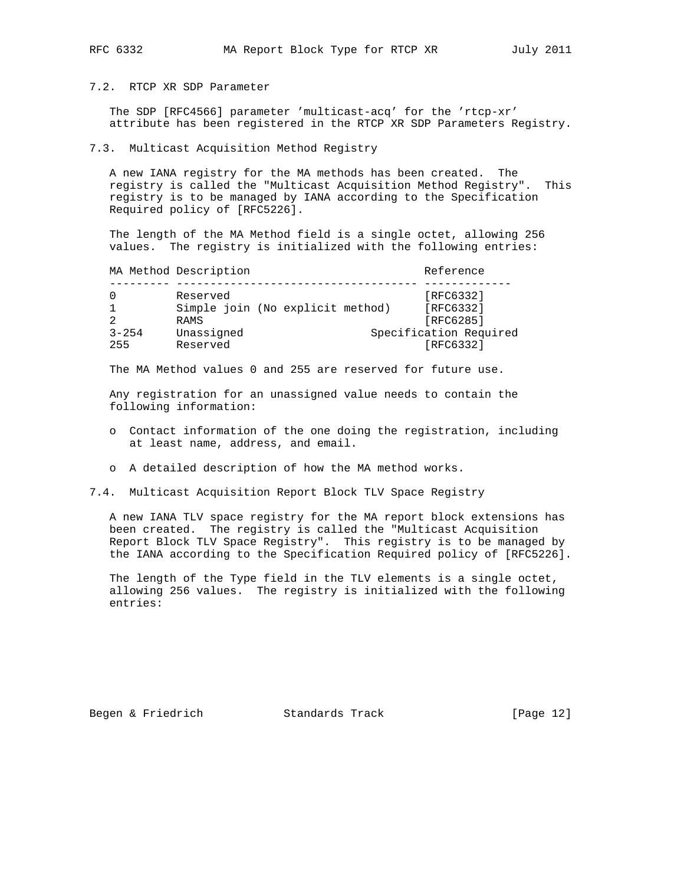### 7.2. RTCP XR SDP Parameter

The SDP [RFC4566] parameter 'multicast-acq' for the 'rtcp-xr' attribute has been registered in the RTCP XR SDP Parameters Registry.

### 7.3. Multicast Acquisition Method Registry

A new IANA registry for the MA methods has been created. The registry is called the "Multicast Acquisition Method Registry". This registry is to be managed by IANA according to the Specification Required policy of [RFC5226].

The length of the MA Method field is a single octet, allowing 256 values. The registry is initialized with the following entries:

| MA Method | Description | Reference |
|---|---|---|
| 0 | Reserved | [RFC6332] |
| 1 | Simple join (No explicit method) | [RFC6332] |
| 2 | RAMS | [RFC6285] |
| 3-254 | Unassigned | Specification Required |
| 255 | Reserved | [RFC6332] |

The MA Method values 0 and 255 are reserved for future use.

Any registration for an unassigned value needs to contain the following information:

- Contact information of the one doing the registration, including at least name, address, and email.
- A detailed description of how the MA method works.

### 7.4. Multicast Acquisition Report Block TLV Space Registry

A new IANA TLV space registry for the MA report block extensions has been created. The registry is called the "Multicast Acquisition Report Block TLV Space Registry". This registry is to be managed by the IANA according to the Specification Required policy of [RFC5226].

The length of the Type field in the TLV elements is a single octet, allowing 256 values. The registry is initialized with the following entries: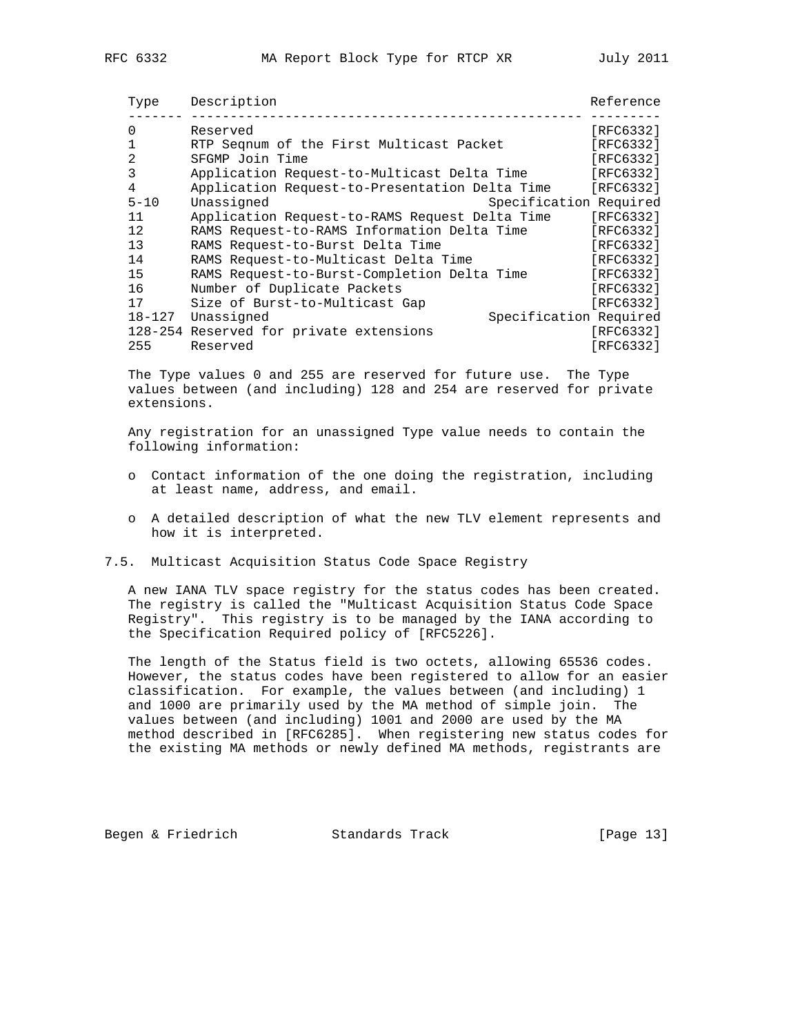| Type | Description | Reference |
|---|---|---|
| 0 | Reserved | [RFC6332] |
| 1 | RTP Seqnum of the First Multicast Packet | [RFC6332] |
| 2 | SFGMP Join Time | [RFC6332] |
| 3 | Application Request-to-Multicast Delta Time | [RFC6332] |
| 4 | Application Request-to-Presentation Delta Time | [RFC6332] |
| 5-10 | Unassigned | Specification Required |
| 11 | Application Request-to-RAMS Request Delta Time | [RFC6332] |
| 12 | RAMS Request-to-RAMS Information Delta Time | [RFC6332] |
| 13 | RAMS Request-to-Burst Delta Time | [RFC6332] |
| 14 | RAMS Request-to-Multicast Delta Time | [RFC6332] |
| 15 | RAMS Request-to-Burst-Completion Delta Time | [RFC6332] |
| 16 | Number of Duplicate Packets | [RFC6332] |
| 17 | Size of Burst-to-Multicast Gap | [RFC6332] |
| 18-127 | Unassigned | Specification Required |
| 128-254 | Reserved for private extensions | [RFC6332] |
| 255 | Reserved | [RFC6332] |

The Type values 0 and 255 are reserved for future use. The Type values between (and including) 128 and 254 are reserved for private extensions.

Any registration for an unassigned Type value needs to contain the following information:

- Contact information of the one doing the registration, including at least name, address, and email.
- A detailed description of what the new TLV element represents and how it is interpreted.

### 7.5. Multicast Acquisition Status Code Space Registry

A new IANA TLV space registry for the status codes has been created. The registry is called the "Multicast Acquisition Status Code Space Registry". This registry is to be managed by the IANA according to the Specification Required policy of [RFC5226].

The length of the Status field is two octets, allowing 65536 codes. However, the status codes have been registered to allow for an easier classification. For example, the values between (and including) 1 and 1000 are primarily used by the MA method of simple join. The values between (and including) 1001 and 2000 are used by the MA method described in [RFC6285]. When registering new status codes for the existing MA methods or newly defined MA methods, registrants are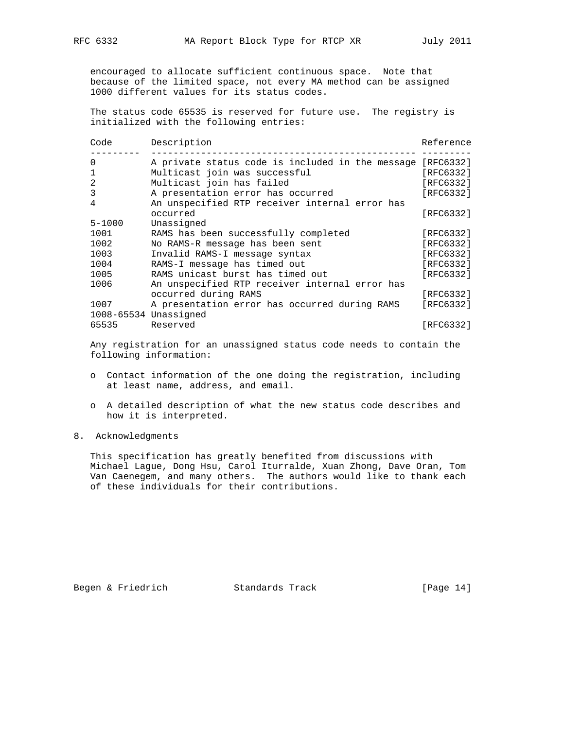encouraged to allocate sufficient continuous space. Note that because of the limited space, not every MA method can be assigned 1000 different values for its status codes.

The status code 65535 is reserved for future use. The registry is initialized with the following entries:

| Code | Description | Reference |
|---|---|---|
| 0 | A private status code is included in the message | [RFC6332] |
| 1 | Multicast join was successful | [RFC6332] |
| 2 | Multicast join has failed | [RFC6332] |
| 3 | A presentation error has occurred | [RFC6332] |
| 4 | An unspecified RTP receiver internal error has occurred | [RFC6332] |
| 5-1000 | Unassigned | |
| 1001 | RAMS has been successfully completed | [RFC6332] |
| 1002 | No RAMS-R message has been sent | [RFC6332] |
| 1003 | Invalid RAMS-I message syntax | [RFC6332] |
| 1004 | RAMS-I message has timed out | [RFC6332] |
| 1005 | RAMS unicast burst has timed out | [RFC6332] |
| 1006 | An unspecified RTP receiver internal error has occurred during RAMS | [RFC6332] |
| 1007 | A presentation error has occurred during RAMS | [RFC6332] |
| 1008-65534 | Unassigned | |
| 65535 | Reserved | [RFC6332] |

Any registration for an unassigned status code needs to contain the following information:

- Contact information of the one doing the registration, including at least name, address, and email.

- A detailed description of what the new status code describes and how it is interpreted.

## 8. Acknowledgments

This specification has greatly benefited from discussions with Michael Lague, Dong Hsu, Carol Iturralde, Xuan Zhong, Dave Oran, Tom Van Caenegem, and many others. The authors would like to thank each of these individuals for their contributions.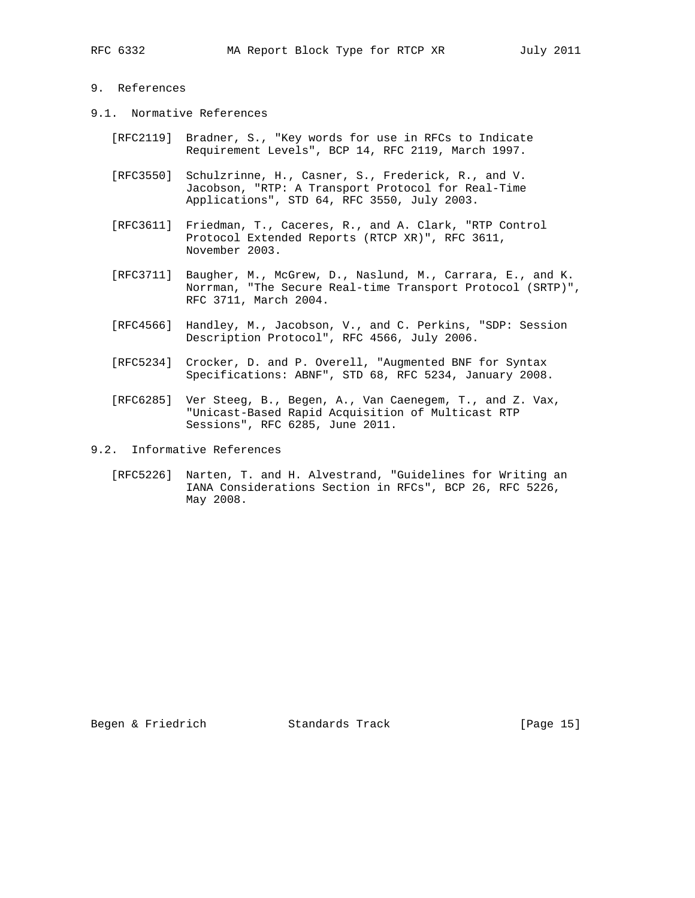## 9. References

### 9.1. Normative References

[RFC2119] Bradner, S., "Key words for use in RFCs to Indicate Requirement Levels", BCP 14, RFC 2119, March 1997.

[RFC3550] Schulzrinne, H., Casner, S., Frederick, R., and V. Jacobson, "RTP: A Transport Protocol for Real-Time Applications", STD 64, RFC 3550, July 2003.

[RFC3611] Friedman, T., Caceres, R., and A. Clark, "RTP Control Protocol Extended Reports (RTCP XR)", RFC 3611, November 2003.

[RFC3711] Baugher, M., McGrew, D., Naslund, M., Carrara, E., and K. Norrman, "The Secure Real-time Transport Protocol (SRTP)", RFC 3711, March 2004.

[RFC4566] Handley, M., Jacobson, V., and C. Perkins, "SDP: Session Description Protocol", RFC 4566, July 2006.

[RFC5234] Crocker, D. and P. Overell, "Augmented BNF for Syntax Specifications: ABNF", STD 68, RFC 5234, January 2008.

[RFC6285] Ver Steeg, B., Begen, A., Van Caenegem, T., and Z. Vax, "Unicast-Based Rapid Acquisition of Multicast RTP Sessions", RFC 6285, June 2011.

### 9.2. Informative References

[RFC5226] Narten, T. and H. Alvestrand, "Guidelines for Writing an IANA Considerations Section in RFCs", BCP 26, RFC 5226, May 2008.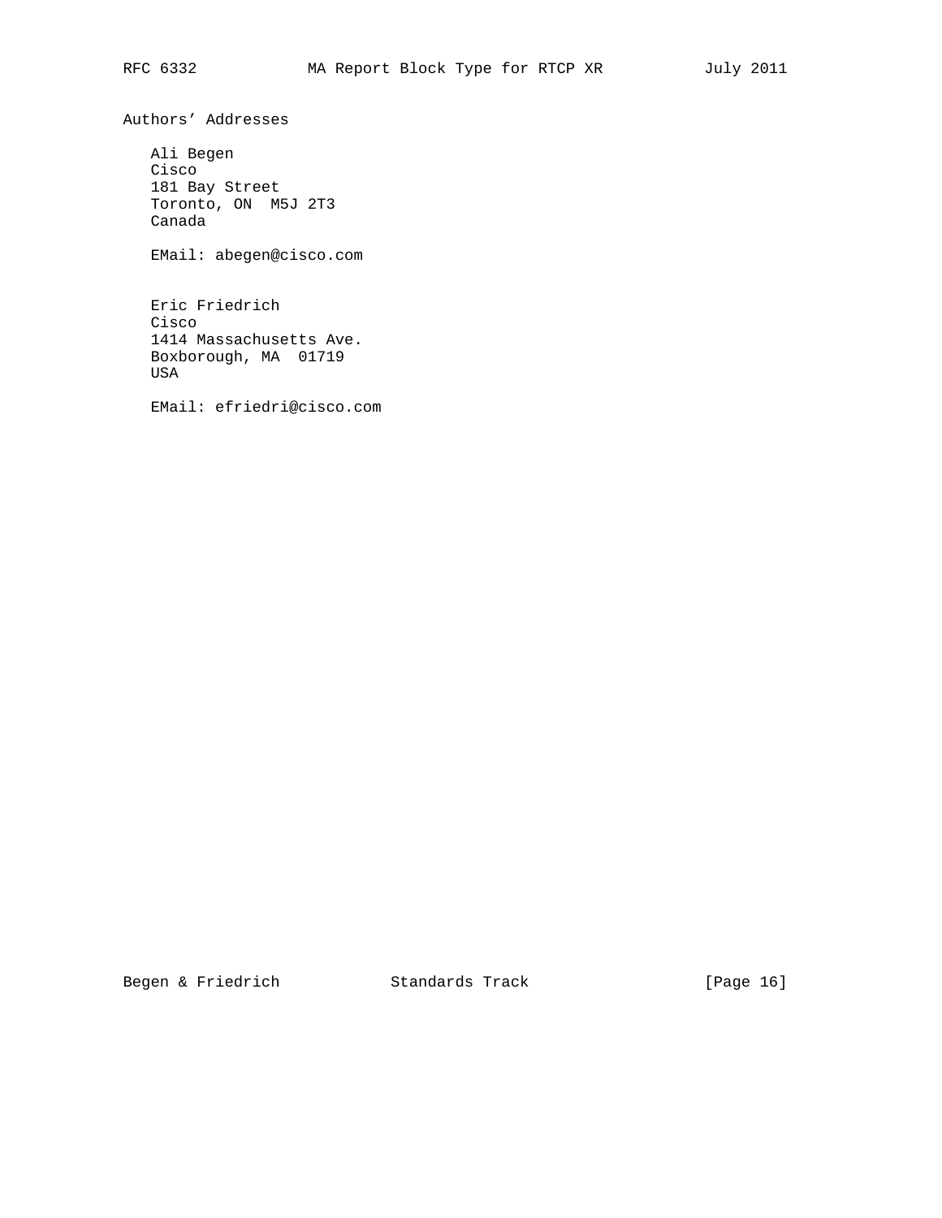## Authors' Addresses

Ali Begen
Cisco
181 Bay Street
Toronto, ON  M5J 2T3
Canada

EMail: abegen@cisco.com

Eric Friedrich
Cisco
1414 Massachusetts Ave.
Boxborough, MA  01719
USA

EMail: efriedri@cisco.com